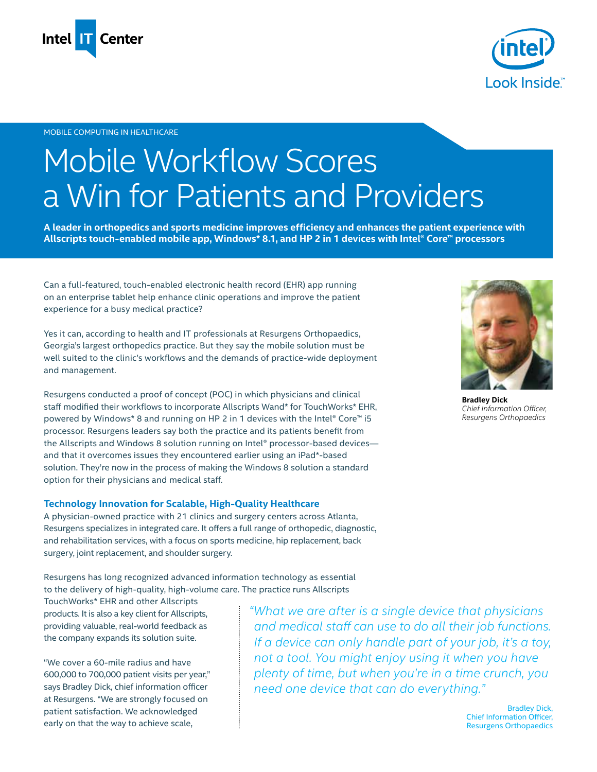Intel IT Center

MOBILE COMPUTING IN HEALTHCARE

# Mobile Workflow Scores a Win for Patients and Providers

**A leader in orthopedics and sports medicine improves efficiency and enhances the patient experience with Allscripts touch-enabled mobile app, Windows* 8.1, and HP 2 in 1 devices with Intel® Core™ processors**

Can a full-featured, touch-enabled electronic health record (EHR) app running on an enterprise tablet help enhance clinic operations and improve the patient experience for a busy medical practice?

Yes it can, according to health and IT professionals at Resurgens Orthopaedics, Georgia's largest orthopedics practice. But they say the mobile solution must be well suited to the clinic's workflows and the demands of practice-wide deployment and management.

Resurgens conducted a proof of concept (POC) in which physicians and clinical staff modified their workflows to incorporate Allscripts Wand* for TouchWorks* EHR, powered by Windows* 8 and running on HP 2 in 1 devices with the Intel® Core™ i5 processor. Resurgens leaders say both the practice and its patients benefit from the Allscripts and Windows 8 solution running on Intel® processor-based devices—and that it overcomes issues they encountered earlier using an iPad*-based solution. They're now in the process of making the Windows 8 solution a standard option for their physicians and medical staff.

**Bradley Dick**
*Chief Information Officer, Resurgens Orthopaedics*

## Technology Innovation for Scalable, High-Quality Healthcare

A physician-owned practice with 21 clinics and surgery centers across Atlanta, Resurgens specializes in integrated care. It offers a full range of orthopedic, diagnostic, and rehabilitation services, with a focus on sports medicine, hip replacement, back surgery, joint replacement, and shoulder surgery.

Resurgens has long recognized advanced information technology as essential to the delivery of high-quality, high-volume care. The practice runs Allscripts TouchWorks* EHR and other Allscripts products. It is also a key client for Allscripts, providing valuable, real-world feedback as the company expands its solution suite.

"We cover a 60-mile radius and have 600,000 to 700,000 patient visits per year," says Bradley Dick, chief information officer at Resurgens. "We are strongly focused on patient satisfaction. We acknowledged early on that the way to achieve scale,

> *"What we are after is a single device that physicians and medical staff can use to do all their job functions. If a device can only handle part of your job, it's a toy, not a tool. You might enjoy using it when you have plenty of time, but when you're in a time crunch, you need one device that can do everything."*
>
> Bradley Dick, Chief Information Officer, Resurgens Orthopaedics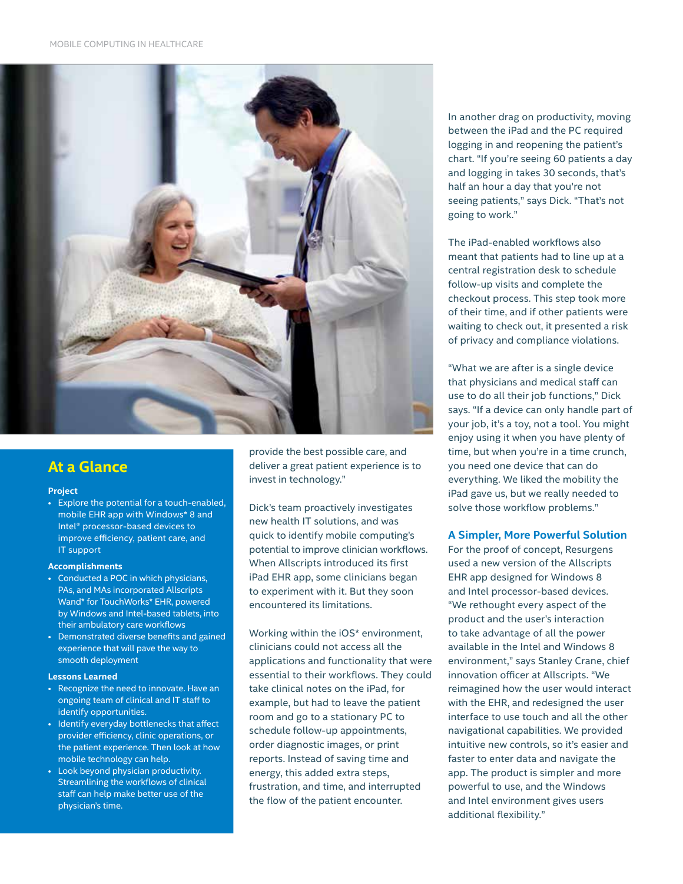## At a Glance

**Project**

- Explore the potential for a touch-enabled, mobile EHR app with Windows* 8 and Intel® processor-based devices to improve efficiency, patient care, and IT support

**Accomplishments**

- Conducted a POC in which physicians, PAs, and MAs incorporated Allscripts Wand* for TouchWorks* EHR, powered by Windows and Intel-based tablets, into their ambulatory care workflows
- Demonstrated diverse benefits and gained experience that will pave the way to smooth deployment

**Lessons Learned**

- Recognize the need to innovate. Have an ongoing team of clinical and IT staff to identify opportunities.
- Identify everyday bottlenecks that affect provider efficiency, clinic operations, or the patient experience. Then look at how mobile technology can help.
- Look beyond physician productivity. Streamlining the workflows of clinical staff can help make better use of the physician's time.

provide the best possible care, and deliver a great patient experience is to invest in technology."

Dick's team proactively investigates new health IT solutions, and was quick to identify mobile computing's potential to improve clinician workflows. When Allscripts introduced its first iPad EHR app, some clinicians began to experiment with it. But they soon encountered its limitations.

Working within the iOS* environment, clinicians could not access all the applications and functionality that were essential to their workflows. They could take clinical notes on the iPad, for example, but had to leave the patient room and go to a stationary PC to schedule follow-up appointments, order diagnostic images, or print reports. Instead of saving time and energy, this added extra steps, frustration, and time, and interrupted the flow of the patient encounter.

In another drag on productivity, moving between the iPad and the PC required logging in and reopening the patient's chart. "If you're seeing 60 patients a day and logging in takes 30 seconds, that's half an hour a day that you're not seeing patients," says Dick. "That's not going to work."

The iPad-enabled workflows also meant that patients had to line up at a central registration desk to schedule follow-up visits and complete the checkout process. This step took more of their time, and if other patients were waiting to check out, it presented a risk of privacy and compliance violations.

"What we are after is a single device that physicians and medical staff can use to do all their job functions," Dick says. "If a device can only handle part of your job, it's a toy, not a tool. You might enjoy using it when you have plenty of time, but when you're in a time crunch, you need one device that can do everything. We liked the mobility the iPad gave us, but we really needed to solve those workflow problems."

### A Simpler, More Powerful Solution

For the proof of concept, Resurgens used a new version of the Allscripts EHR app designed for Windows 8 and Intel processor-based devices. "We rethought every aspect of the product and the user's interaction to take advantage of all the power available in the Intel and Windows 8 environment," says Stanley Crane, chief innovation officer at Allscripts. "We reimagined how the user would interact with the EHR, and redesigned the user interface to use touch and all the other navigational capabilities. We provided intuitive new controls, so it's easier and faster to enter data and navigate the app. The product is simpler and more powerful to use, and the Windows and Intel environment gives users additional flexibility."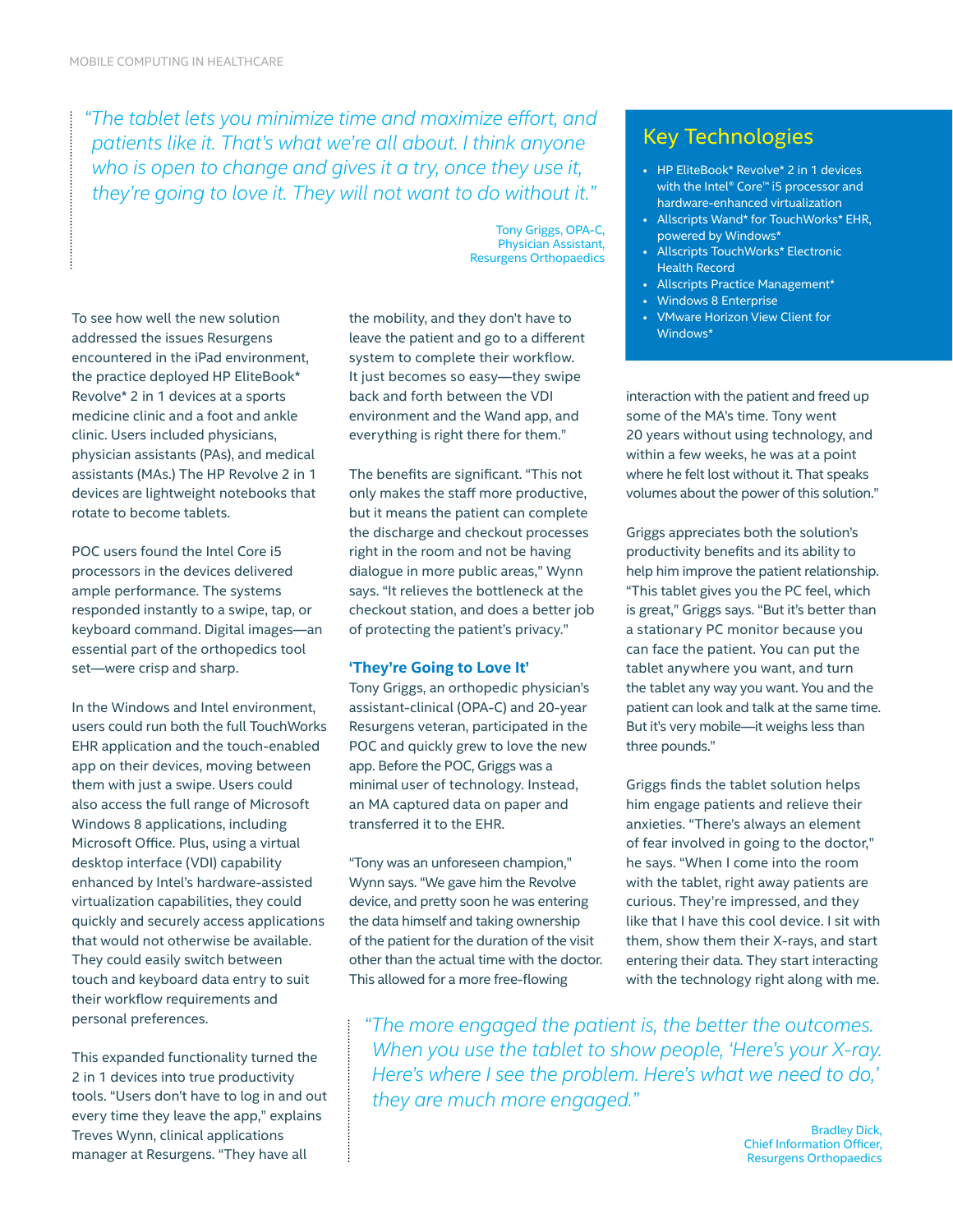> *"The tablet lets you minimize time and maximize effort, and patients like it. That's what we're all about. I think anyone who is open to change and gives it a try, once they use it, they're going to love it. They will not want to do without it."*
>
> Tony Griggs, OPA-C, Physician Assistant, Resurgens Orthopaedics

## Key Technologies

- HP EliteBook* Revolve* 2 in 1 devices with the Intel® Core™ i5 processor and hardware-enhanced virtualization
- Allscripts Wand* for TouchWorks* EHR, powered by Windows*
- Allscripts TouchWorks* Electronic Health Record
- Allscripts Practice Management*
- Windows 8 Enterprise
- VMware Horizon View Client for Windows*

To see how well the new solution addressed the issues Resurgens encountered in the iPad environment, the practice deployed HP EliteBook* Revolve* 2 in 1 devices at a sports medicine clinic and a foot and ankle clinic. Users included physicians, physician assistants (PAs), and medical assistants (MAs.) The HP Revolve 2 in 1 devices are lightweight notebooks that rotate to become tablets.

POC users found the Intel Core i5 processors in the devices delivered ample performance. The systems responded instantly to a swipe, tap, or keyboard command. Digital images—an essential part of the orthopedics tool set—were crisp and sharp.

In the Windows and Intel environment, users could run both the full TouchWorks EHR application and the touch-enabled app on their devices, moving between them with just a swipe. Users could also access the full range of Microsoft Windows 8 applications, including Microsoft Office. Plus, using a virtual desktop interface (VDI) capability enhanced by Intel's hardware-assisted virtualization capabilities, they could quickly and securely access applications that would not otherwise be available. They could easily switch between touch and keyboard data entry to suit their workflow requirements and personal preferences.

This expanded functionality turned the 2 in 1 devices into true productivity tools. "Users don't have to log in and out every time they leave the app," explains Treves Wynn, clinical applications manager at Resurgens. "They have all the mobility, and they don't have to leave the patient and go to a different system to complete their workflow. It just becomes so easy—they swipe back and forth between the VDI environment and the Wand app, and everything is right there for them."

The benefits are significant. "This not only makes the staff more productive, but it means the patient can complete the discharge and checkout processes right in the room and not be having dialogue in more public areas," Wynn says. "It relieves the bottleneck at the checkout station, and does a better job of protecting the patient's privacy."

### 'They're Going to Love It'

Tony Griggs, an orthopedic physician's assistant-clinical (OPA-C) and 20-year Resurgens veteran, participated in the POC and quickly grew to love the new app. Before the POC, Griggs was a minimal user of technology. Instead, an MA captured data on paper and transferred it to the EHR.

"Tony was an unforeseen champion," Wynn says. "We gave him the Revolve device, and pretty soon he was entering the data himself and taking ownership of the patient for the duration of the visit other than the actual time with the doctor. This allowed for a more free-flowing interaction with the patient and freed up some of the MA's time. Tony went 20 years without using technology, and within a few weeks, he was at a point where he felt lost without it. That speaks volumes about the power of this solution."

Griggs appreciates both the solution's productivity benefits and its ability to help him improve the patient relationship. "This tablet gives you the PC feel, which is great," Griggs says. "But it's better than a stationary PC monitor because you can face the patient. You can put the tablet anywhere you want, and turn the tablet any way you want. You and the patient can look and talk at the same time. But it's very mobile—it weighs less than three pounds."

Griggs finds the tablet solution helps him engage patients and relieve their anxieties. "There's always an element of fear involved in going to the doctor," he says. "When I come into the room with the tablet, right away patients are curious. They're impressed, and they like that I have this cool device. I sit with them, show them their X-rays, and start entering their data. They start interacting with the technology right along with me.

> *"The more engaged the patient is, the better the outcomes. When you use the tablet to show people, 'Here's your X-ray. Here's where I see the problem. Here's what we need to do,' they are much more engaged."*
>
> Bradley Dick, Chief Information Officer, Resurgens Orthopaedics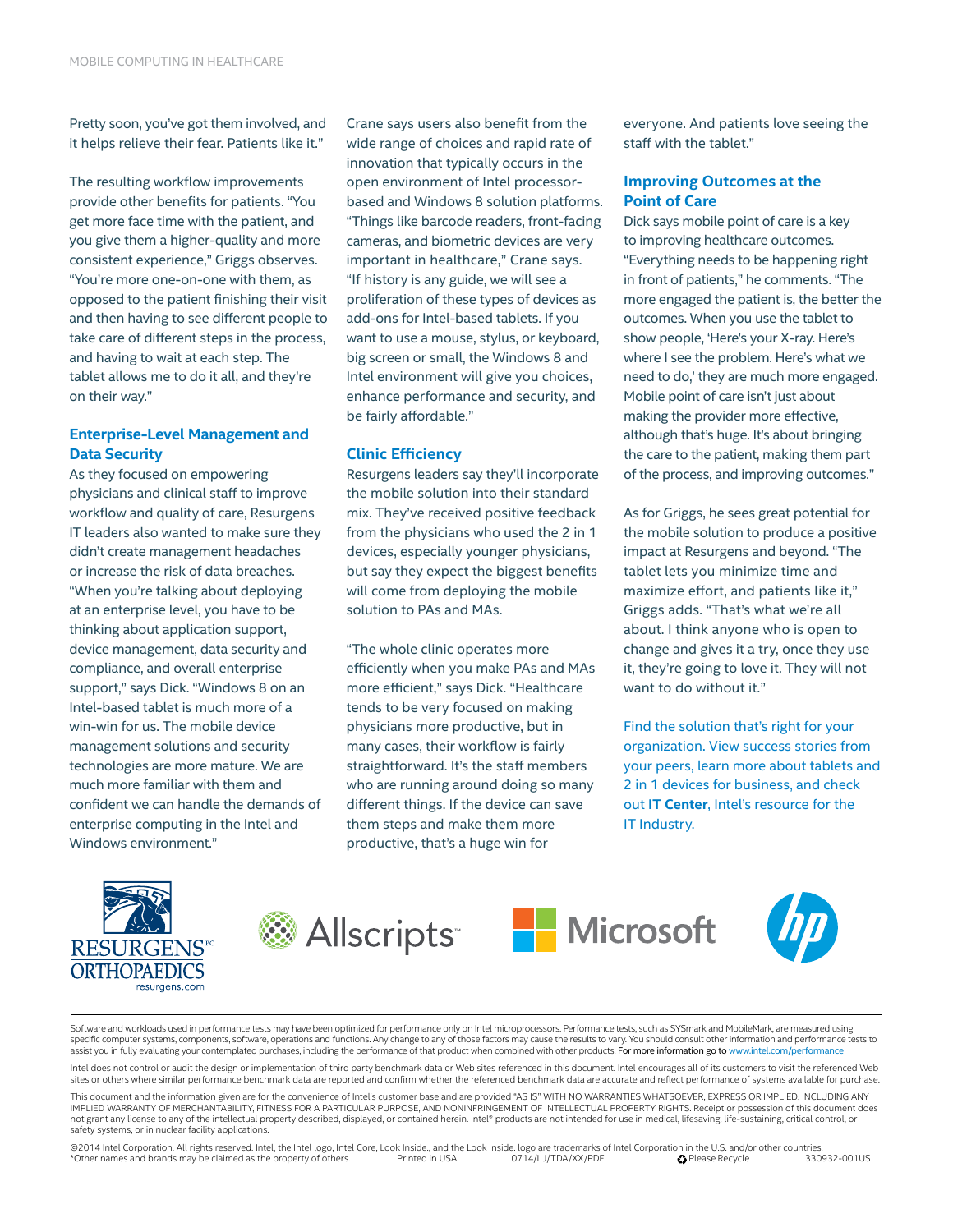Pretty soon, you've got them involved, and it helps relieve their fear. Patients like it."

The resulting workflow improvements provide other benefits for patients. "You get more face time with the patient, and you give them a higher-quality and more consistent experience," Griggs observes. "You're more one-on-one with them, as opposed to the patient finishing their visit and then having to see different people to take care of different steps in the process, and having to wait at each step. The tablet allows me to do it all, and they're on their way."

## Enterprise-Level Management and Data Security

As they focused on empowering physicians and clinical staff to improve workflow and quality of care, Resurgens IT leaders also wanted to make sure they didn't create management headaches or increase the risk of data breaches. "When you're talking about deploying at an enterprise level, you have to be thinking about application support, device management, data security and compliance, and overall enterprise support," says Dick. "Windows 8 on an Intel-based tablet is much more of a win-win for us. The mobile device management solutions and security technologies are more mature. We are much more familiar with them and confident we can handle the demands of enterprise computing in the Intel and Windows environment."

Crane says users also benefit from the wide range of choices and rapid rate of innovation that typically occurs in the open environment of Intel processor-based and Windows 8 solution platforms. "Things like barcode readers, front-facing cameras, and biometric devices are very important in healthcare," Crane says. "If history is any guide, we will see a proliferation of these types of devices as add-ons for Intel-based tablets. If you want to use a mouse, stylus, or keyboard, big screen or small, the Windows 8 and Intel environment will give you choices, enhance performance and security, and be fairly affordable."

## Clinic Efficiency

Resurgens leaders say they'll incorporate the mobile solution into their standard mix. They've received positive feedback from the physicians who used the 2 in 1 devices, especially younger physicians, but say they expect the biggest benefits will come from deploying the mobile solution to PAs and MAs.

"The whole clinic operates more efficiently when you make PAs and MAs more efficient," says Dick. "Healthcare tends to be very focused on making physicians more productive, but in many cases, their workflow is fairly straightforward. It's the staff members who are running around doing so many different things. If the device can save them steps and make them more productive, that's a huge win for everyone. And patients love seeing the staff with the tablet."

## Improving Outcomes at the Point of Care

Dick says mobile point of care is a key to improving healthcare outcomes. "Everything needs to be happening right in front of patients," he comments. "The more engaged the patient is, the better the outcomes. When you use the tablet to show people, 'Here's your X-ray. Here's where I see the problem. Here's what we need to do,' they are much more engaged. Mobile point of care isn't just about making the provider more effective, although that's huge. It's about bringing the care to the patient, making them part of the process, and improving outcomes."

As for Griggs, he sees great potential for the mobile solution to produce a positive impact at Resurgens and beyond. "The tablet lets you minimize time and maximize effort, and patients like it," Griggs adds. "That's what we're all about. I think anyone who is open to change and gives it a try, once they use it, they're going to love it. They will not want to do without it."

Find the solution that's right for your organization. View success stories from your peers, learn more about tablets and 2 in 1 devices for business, and check out **IT Center**, Intel's resource for the IT Industry.

RESURGENS[PC] ORTHOPAEDICS resurgens.com

Allscripts

Microsoft

hp

Software and workloads used in performance tests may have been optimized for performance only on Intel microprocessors. Performance tests, such as SYSmark and MobileMark, are measured using specific computer systems, components, software, operations and functions. Any change to any of those factors may cause the results to vary. You should consult other information and performance tests to assist you in fully evaluating your contemplated purchases, including the performance of that product when combined with other products. For more information go to www.intel.com/performance

Intel does not control or audit the design or implementation of third party benchmark data or Web sites referenced in this document. Intel encourages all of its customers to visit the referenced Web sites or others where similar performance benchmark data are reported and confirm whether the referenced benchmark data are accurate and reflect performance of systems available for purchase.

This document and the information given are for the convenience of Intel's customer base and are provided "AS IS" WITH NO WARRANTIES WHATSOEVER, EXPRESS OR IMPLIED, INCLUDING ANY IMPLIED WARRANTY OF MERCHANTABILITY, FITNESS FOR A PARTICULAR PURPOSE, AND NONINFRINGEMENT OF INTELLECTUAL PROPERTY RIGHTS. Receipt or possession of this document does not grant any license to any of the intellectual property described, displayed, or contained herein. Intel® products are not intended for use in medical, lifesaving, life-sustaining, critical control, or safety systems, or in nuclear facility applications.

©2014 Intel Corporation. All rights reserved. Intel, the Intel logo, Intel Core, Look Inside., and the Look Inside. logo are trademarks of Intel Corporation in the U.S. and/or other countries.
*Other names and brands may be claimed as the property of others. Printed in USA 0714/LJ/TDA/XX/PDF Please Recycle 330932-001US